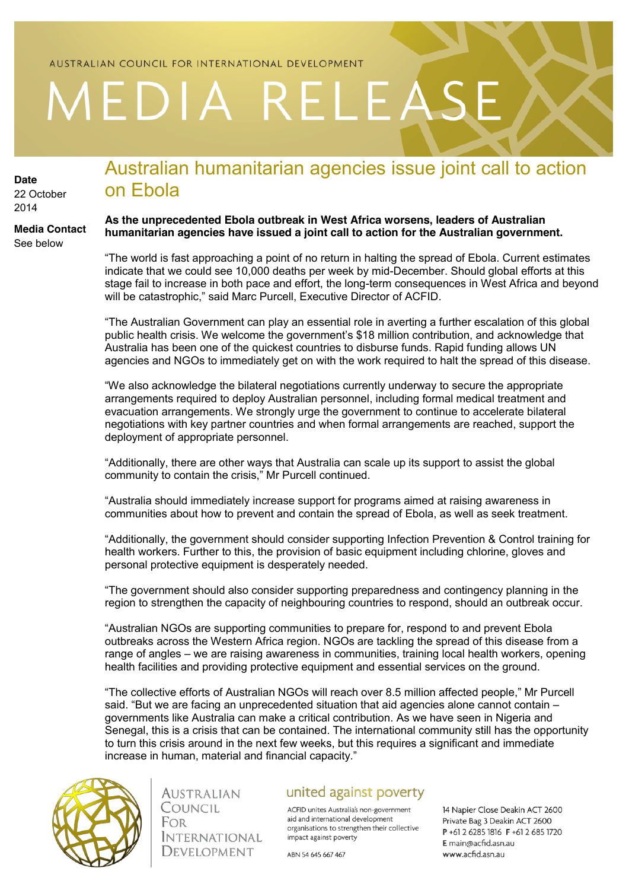AUSTRALIAN COUNCIL FOR INTERNATIONAL DEVELOPMENT

# MEDIA RELEASE

**Date**
22 October 2014

**Media Contact**
See below

## Australian humanitarian agencies issue joint call to action on Ebola

**As the unprecedented Ebola outbreak in West Africa worsens, leaders of Australian humanitarian agencies have issued a joint call to action for the Australian government.**

"The world is fast approaching a point of no return in halting the spread of Ebola. Current estimates indicate that we could see 10,000 deaths per week by mid-December. Should global efforts at this stage fail to increase in both pace and effort, the long-term consequences in West Africa and beyond will be catastrophic," said Marc Purcell, Executive Director of ACFID.

"The Australian Government can play an essential role in averting a further escalation of this global public health crisis. We welcome the government's $18 million contribution, and acknowledge that Australia has been one of the quickest countries to disburse funds. Rapid funding allows UN agencies and NGOs to immediately get on with the work required to halt the spread of this disease.

"We also acknowledge the bilateral negotiations currently underway to secure the appropriate arrangements required to deploy Australian personnel, including formal medical treatment and evacuation arrangements. We strongly urge the government to continue to accelerate bilateral negotiations with key partner countries and when formal arrangements are reached, support the deployment of appropriate personnel.

"Additionally, there are other ways that Australia can scale up its support to assist the global community to contain the crisis," Mr Purcell continued.

"Australia should immediately increase support for programs aimed at raising awareness in communities about how to prevent and contain the spread of Ebola, as well as seek treatment.

"Additionally, the government should consider supporting Infection Prevention & Control training for health workers. Further to this, the provision of basic equipment including chlorine, gloves and personal protective equipment is desperately needed.

"The government should also consider supporting preparedness and contingency planning in the region to strengthen the capacity of neighbouring countries to respond, should an outbreak occur.

"Australian NGOs are supporting communities to prepare for, respond to and prevent Ebola outbreaks across the Western Africa region. NGOs are tackling the spread of this disease from a range of angles – we are raising awareness in communities, training local health workers, opening health facilities and providing protective equipment and essential services on the ground.

"The collective efforts of Australian NGOs will reach over 8.5 million affected people," Mr Purcell said. "But we are facing an unprecedented situation that aid agencies alone cannot contain – governments like Australia can make a critical contribution. As we have seen in Nigeria and Senegal, this is a crisis that can be contained. The international community still has the opportunity to turn this crisis around in the next few weeks, but this requires a significant and immediate increase in human, material and financial capacity."

AUSTRALIAN COUNCIL FOR INTERNATIONAL DEVELOPMENT

united against poverty

ACFID unites Australia's non-government aid and international development organisations to strengthen their collective impact against poverty

ABN 54 645 667 467

14 Napier Close Deakin ACT 2600
Private Bag 3 Deakin ACT 2600
P +61 2 6285 1816 F +61 2 685 1720
E main@acfid.asn.au
www.acfid.asn.au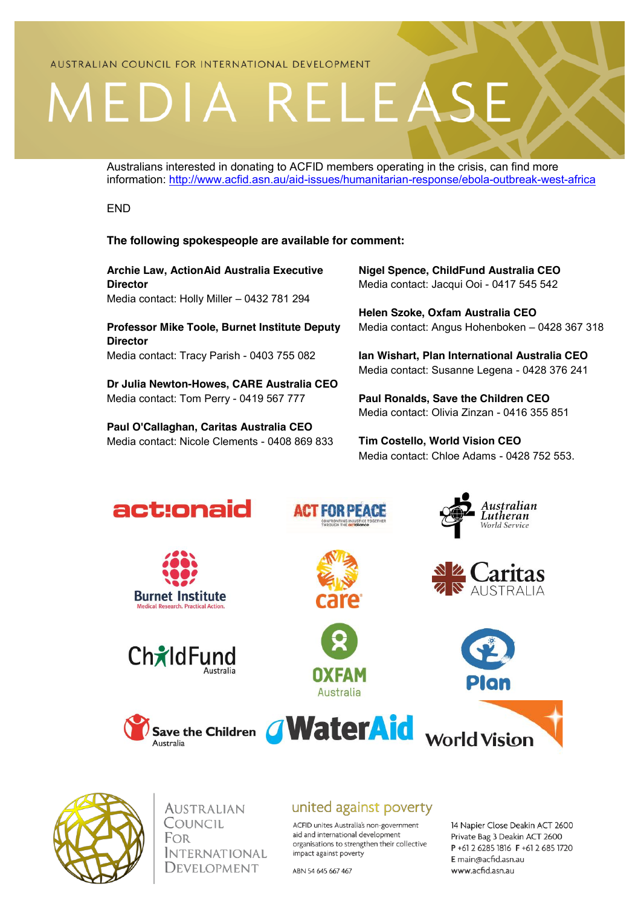Australians interested in donating to ACFID members operating in the crisis, can find more information: http://www.acfid.asn.au/aid-issues/humanitarian-response/ebola-outbreak-west-africa

END

**The following spokespeople are available for comment:**

**Archie Law, ActionAid Australia Executive Director**
Media contact: Holly Miller – 0432 781 294

**Professor Mike Toole, Burnet Institute Deputy Director**
Media contact: Tracy Parish - 0403 755 082

**Dr Julia Newton-Howes, CARE Australia CEO**
Media contact: Tom Perry - 0419 567 777

**Paul O'Callaghan, Caritas Australia CEO**
Media contact: Nicole Clements - 0408 869 833

**Nigel Spence, ChildFund Australia CEO**
Media contact: Jacqui Ooi - 0417 545 542

**Helen Szoke, Oxfam Australia CEO**
Media contact: Angus Hohenboken – 0428 367 318

**Ian Wishart, Plan International Australia CEO**
Media contact: Susanne Legena - 0428 376 241

**Paul Ronalds, Save the Children CEO**
Media contact: Olivia Zinzan - 0416 355 851

**Tim Costello, World Vision CEO**
Media contact: Chloe Adams - 0428 752 553.

Australian Council For International Development

united against poverty

ACFID unites Australia's non-government aid and international development organisations to strengthen their collective impact against poverty

ABN 54 645 667 467

14 Napier Close Deakin ACT 2600
Private Bag 3 Deakin ACT 2600
**P** +61 2 6285 1816 **F** +61 2 685 1720
**E** main@acfid.asn.au
www.acfid.asn.au